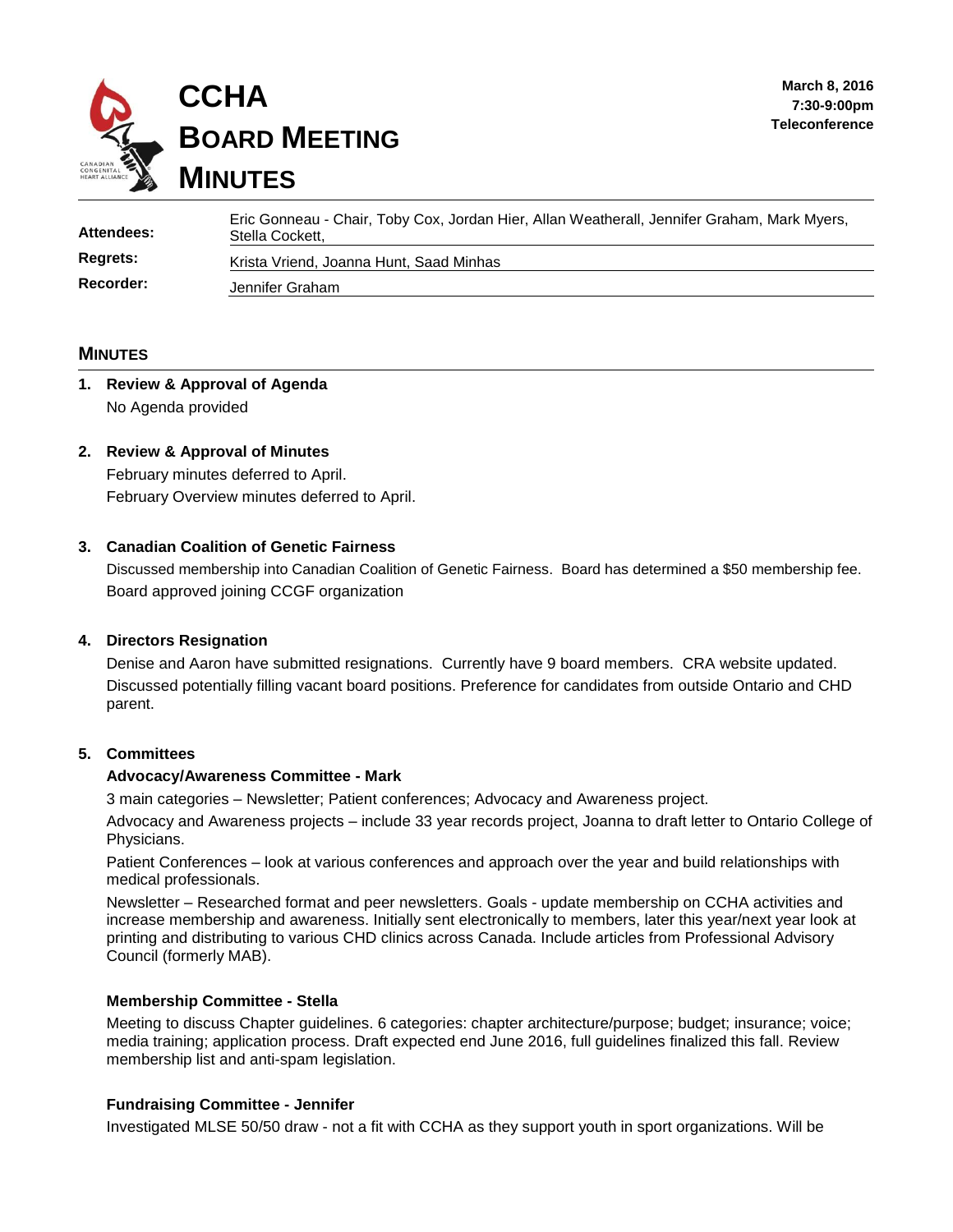# CCHA BOARD MEETING MINUTES

**March 8, 2016**
**7:30-9:00pm**
**Teleconference**

| | |
|---|---|
| **Attendees:** | Eric Gonneau - Chair, Toby Cox, Jordan Hier, Allan Weatherall, Jennifer Graham, Mark Myers, Stella Cockett, |
| **Regrets:** | Krista Vriend, Joanna Hunt, Saad Minhas |
| **Recorder:** | Jennifer Graham |

## MINUTES

**1. Review & Approval of Agenda**

No Agenda provided

**2. Review & Approval of Minutes**

February minutes deferred to April.

February Overview minutes deferred to April.

**3. Canadian Coalition of Genetic Fairness**

Discussed membership into Canadian Coalition of Genetic Fairness. Board has determined a $50 membership fee.

Board approved joining CCGF organization

**4. Directors Resignation**

Denise and Aaron have submitted resignations. Currently have 9 board members. CRA website updated.

Discussed potentially filling vacant board positions. Preference for candidates from outside Ontario and CHD parent.

**5. Committees**

**Advocacy/Awareness Committee - Mark**

3 main categories – Newsletter; Patient conferences; Advocacy and Awareness project.

Advocacy and Awareness projects – include 33 year records project, Joanna to draft letter to Ontario College of Physicians.

Patient Conferences – look at various conferences and approach over the year and build relationships with medical professionals.

Newsletter – Researched format and peer newsletters. Goals - update membership on CCHA activities and increase membership and awareness. Initially sent electronically to members, later this year/next year look at printing and distributing to various CHD clinics across Canada. Include articles from Professional Advisory Council (formerly MAB).

**Membership Committee - Stella**

Meeting to discuss Chapter guidelines. 6 categories: chapter architecture/purpose; budget; insurance; voice; media training; application process. Draft expected end June 2016, full guidelines finalized this fall. Review membership list and anti-spam legislation.

**Fundraising Committee - Jennifer**

Investigated MLSE 50/50 draw - not a fit with CCHA as they support youth in sport organizations. Will be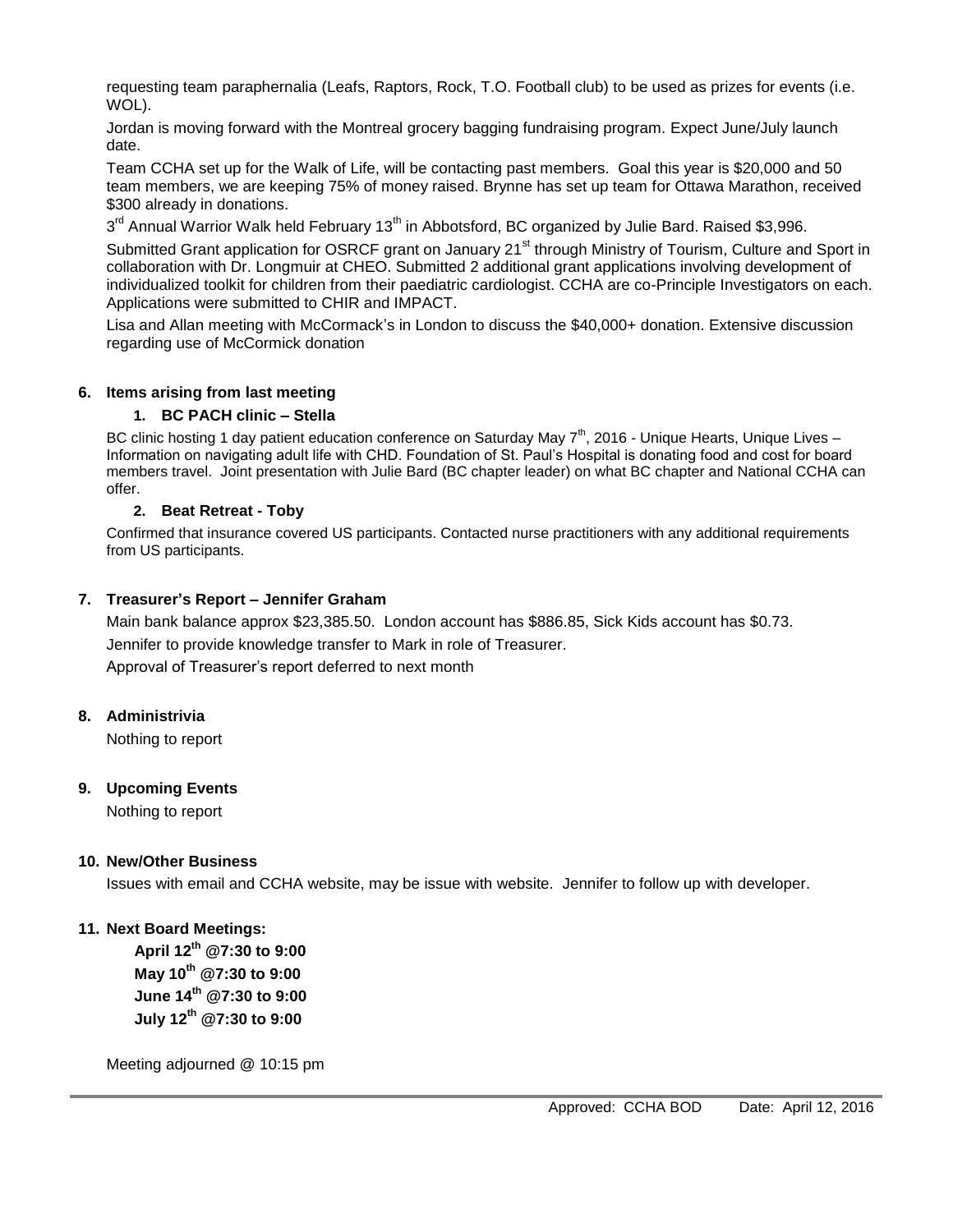requesting team paraphernalia (Leafs, Raptors, Rock, T.O. Football club) to be used as prizes for events (i.e. WOL).

Jordan is moving forward with the Montreal grocery bagging fundraising program. Expect June/July launch date.

Team CCHA set up for the Walk of Life, will be contacting past members. Goal this year is $20,000 and 50 team members, we are keeping 75% of money raised. Brynne has set up team for Ottawa Marathon, received $300 already in donations.

3rd Annual Warrior Walk held February 13th in Abbotsford, BC organized by Julie Bard. Raised $3,996.

Submitted Grant application for OSRCF grant on January 21st through Ministry of Tourism, Culture and Sport in collaboration with Dr. Longmuir at CHEO. Submitted 2 additional grant applications involving development of individualized toolkit for children from their paediatric cardiologist. CCHA are co-Principle Investigators on each. Applications were submitted to CHIR and IMPACT.

Lisa and Allan meeting with McCormack's in London to discuss the $40,000+ donation. Extensive discussion regarding use of McCormick donation

## 6. Items arising from last meeting

### 1. BC PACH clinic – Stella

BC clinic hosting 1 day patient education conference on Saturday May 7th, 2016 - Unique Hearts, Unique Lives – Information on navigating adult life with CHD. Foundation of St. Paul's Hospital is donating food and cost for board members travel. Joint presentation with Julie Bard (BC chapter leader) on what BC chapter and National CCHA can offer.

### 2. Beat Retreat - Toby

Confirmed that insurance covered US participants. Contacted nurse practitioners with any additional requirements from US participants.

## 7. Treasurer's Report – Jennifer Graham

Main bank balance approx $23,385.50. London account has $886.85, Sick Kids account has $0.73.

Jennifer to provide knowledge transfer to Mark in role of Treasurer.

Approval of Treasurer's report deferred to next month

## 8. Administrivia

Nothing to report

## 9. Upcoming Events

Nothing to report

## 10. New/Other Business

Issues with email and CCHA website, may be issue with website. Jennifer to follow up with developer.

## 11. Next Board Meetings:

**April 12th @7:30 to 9:00**
**May 10th @7:30 to 9:00**
**June 14th @7:30 to 9:00**
**July 12th @7:30 to 9:00**

Meeting adjourned @ 10:15 pm

Approved: CCHA BOD Date: April 12, 2016